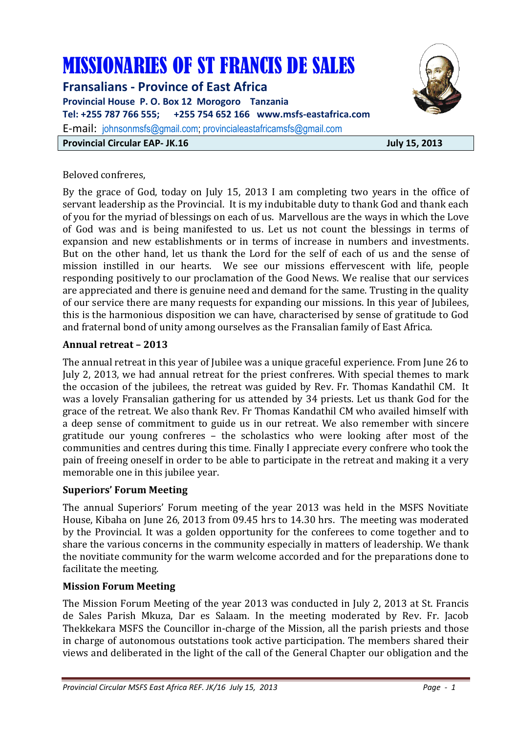# MISSIONARIES OF ST FRANCIS DE SALES

## Fransalians - Province of East Africa

**Provincial House P. O. Box 12 Morogoro Tanzania**
**Tel: +255 787 766 555; +255 754 652 166 www.msfs-eastafrica.com**
E-mail: johnsonmsfs@gmail.com; provincialeastafricamsfs@gmail.com

**Provincial Circular EAP- JK.16 July 15, 2013**

Beloved confreres,

By the grace of God, today on July 15, 2013 I am completing two years in the office of servant leadership as the Provincial. It is my indubitable duty to thank God and thank each of you for the myriad of blessings on each of us. Marvellous are the ways in which the Love of God was and is being manifested to us. Let us not count the blessings in terms of expansion and new establishments or in terms of increase in numbers and investments. But on the other hand, let us thank the Lord for the self of each of us and the sense of mission instilled in our hearts. We see our missions effervescent with life, people responding positively to our proclamation of the Good News. We realise that our services are appreciated and there is genuine need and demand for the same. Trusting in the quality of our service there are many requests for expanding our missions. In this year of Jubilees, this is the harmonious disposition we can have, characterised by sense of gratitude to God and fraternal bond of unity among ourselves as the Fransalian family of East Africa.

### Annual retreat – 2013

The annual retreat in this year of Jubilee was a unique graceful experience. From June 26 to July 2, 2013, we had annual retreat for the priest confreres. With special themes to mark the occasion of the jubilees, the retreat was guided by Rev. Fr. Thomas Kandathil CM. It was a lovely Fransalian gathering for us attended by 34 priests. Let us thank God for the grace of the retreat. We also thank Rev. Fr Thomas Kandathil CM who availed himself with a deep sense of commitment to guide us in our retreat. We also remember with sincere gratitude our young confreres – the scholastics who were looking after most of the communities and centres during this time. Finally I appreciate every confrere who took the pain of freeing oneself in order to be able to participate in the retreat and making it a very memorable one in this jubilee year.

### Superiors' Forum Meeting

The annual Superiors' Forum meeting of the year 2013 was held in the MSFS Novitiate House, Kibaha on June 26, 2013 from 09.45 hrs to 14.30 hrs. The meeting was moderated by the Provincial. It was a golden opportunity for the conferees to come together and to share the various concerns in the community especially in matters of leadership. We thank the novitiate community for the warm welcome accorded and for the preparations done to facilitate the meeting.

### Mission Forum Meeting

The Mission Forum Meeting of the year 2013 was conducted in July 2, 2013 at St. Francis de Sales Parish Mkuza, Dar es Salaam. In the meeting moderated by Rev. Fr. Jacob Thekkekara MSFS the Councillor in-charge of the Mission, all the parish priests and those in charge of autonomous outstations took active participation. The members shared their views and deliberated in the light of the call of the General Chapter our obligation and the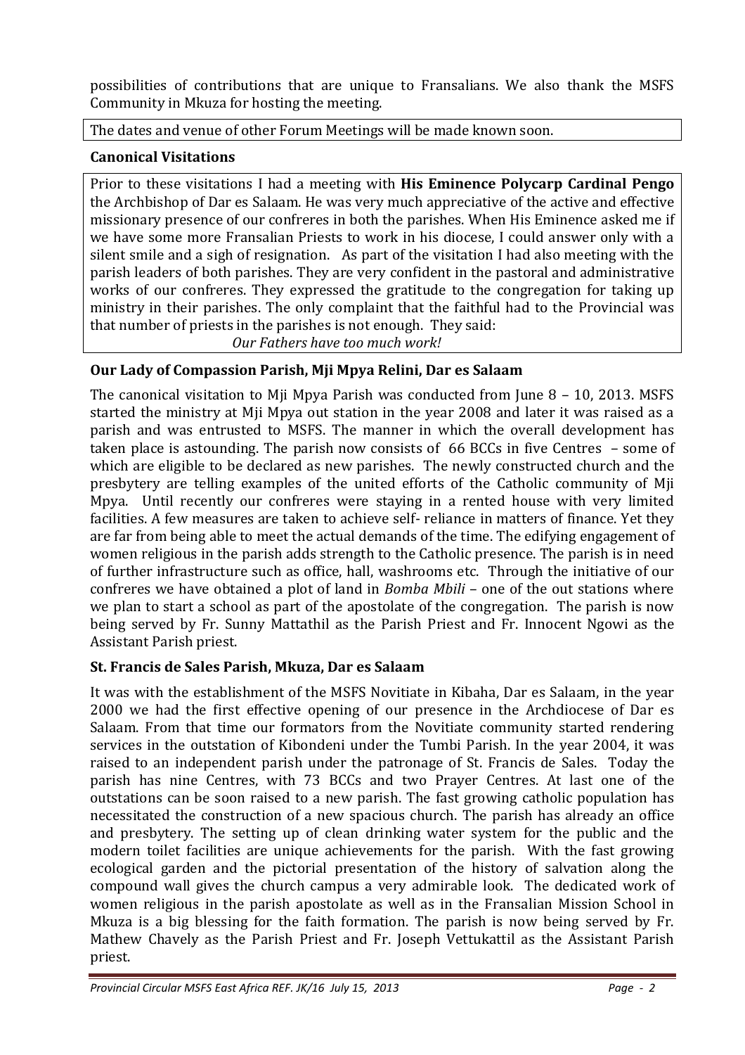possibilities of contributions that are unique to Fransalians. We also thank the MSFS Community in Mkuza for hosting the meeting.

The dates and venue of other Forum Meetings will be made known soon.

**Canonical Visitations**

Prior to these visitations I had a meeting with **His Eminence Polycarp Cardinal Pengo** the Archbishop of Dar es Salaam. He was very much appreciative of the active and effective missionary presence of our confreres in both the parishes. When His Eminence asked me if we have some more Fransalian Priests to work in his diocese, I could answer only with a silent smile and a sigh of resignation. As part of the visitation I had also meeting with the parish leaders of both parishes. They are very confident in the pastoral and administrative works of our confreres. They expressed the gratitude to the congregation for taking up ministry in their parishes. The only complaint that the faithful had to the Provincial was that number of priests in the parishes is not enough. They said:

*Our Fathers have too much work!*

**Our Lady of Compassion Parish, Mji Mpya Relini, Dar es Salaam**

The canonical visitation to Mji Mpya Parish was conducted from June 8 – 10, 2013. MSFS started the ministry at Mji Mpya out station in the year 2008 and later it was raised as a parish and was entrusted to MSFS. The manner in which the overall development has taken place is astounding. The parish now consists of 66 BCCs in five Centres – some of which are eligible to be declared as new parishes. The newly constructed church and the presbytery are telling examples of the united efforts of the Catholic community of Mji Mpya. Until recently our confreres were staying in a rented house with very limited facilities. A few measures are taken to achieve self- reliance in matters of finance. Yet they are far from being able to meet the actual demands of the time. The edifying engagement of women religious in the parish adds strength to the Catholic presence. The parish is in need of further infrastructure such as office, hall, washrooms etc. Through the initiative of our confreres we have obtained a plot of land in *Bomba Mbili* – one of the out stations where we plan to start a school as part of the apostolate of the congregation. The parish is now being served by Fr. Sunny Mattathil as the Parish Priest and Fr. Innocent Ngowi as the Assistant Parish priest.

**St. Francis de Sales Parish, Mkuza, Dar es Salaam**

It was with the establishment of the MSFS Novitiate in Kibaha, Dar es Salaam, in the year 2000 we had the first effective opening of our presence in the Archdiocese of Dar es Salaam. From that time our formators from the Novitiate community started rendering services in the outstation of Kibondeni under the Tumbi Parish. In the year 2004, it was raised to an independent parish under the patronage of St. Francis de Sales. Today the parish has nine Centres, with 73 BCCs and two Prayer Centres. At last one of the outstations can be soon raised to a new parish. The fast growing catholic population has necessitated the construction of a new spacious church. The parish has already an office and presbytery. The setting up of clean drinking water system for the public and the modern toilet facilities are unique achievements for the parish. With the fast growing ecological garden and the pictorial presentation of the history of salvation along the compound wall gives the church campus a very admirable look. The dedicated work of women religious in the parish apostolate as well as in the Fransalian Mission School in Mkuza is a big blessing for the faith formation. The parish is now being served by Fr. Mathew Chavely as the Parish Priest and Fr. Joseph Vettukattil as the Assistant Parish priest.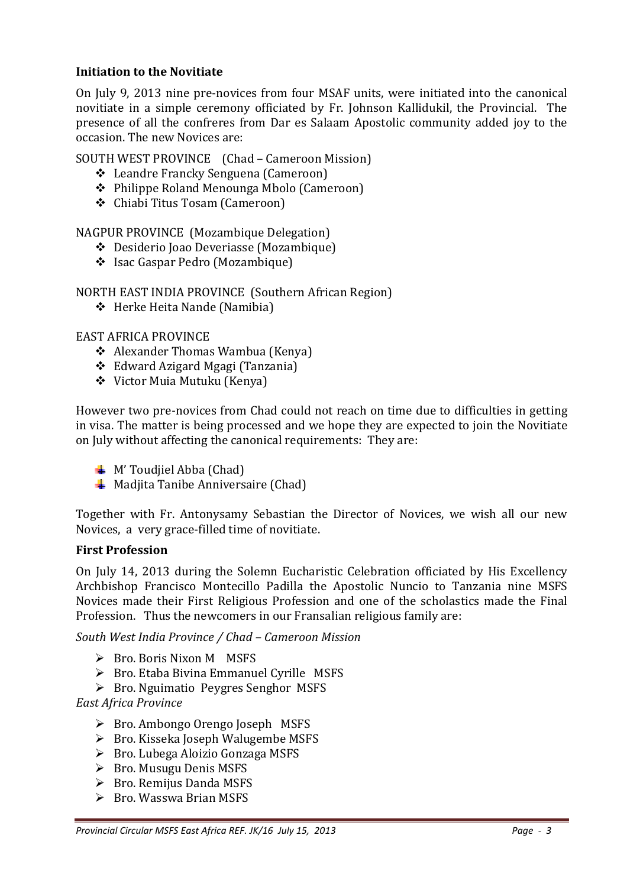**Initiation to the Novitiate**

On July 9, 2013 nine pre-novices from four MSAF units, were initiated into the canonical novitiate in a simple ceremony officiated by Fr. Johnson Kallidukil, the Provincial. The presence of all the confreres from Dar es Salaam Apostolic community added joy to the occasion. The new Novices are:

SOUTH WEST PROVINCE (Chad – Cameroon Mission)

- Leandre Francky Senguena (Cameroon)
- Philippe Roland Menounga Mbolo (Cameroon)
- Chiabi Titus Tosam (Cameroon)

NAGPUR PROVINCE (Mozambique Delegation)

- Desiderio Joao Deveriasse (Mozambique)
- Isac Gaspar Pedro (Mozambique)

NORTH EAST INDIA PROVINCE (Southern African Region)

- Herke Heita Nande (Namibia)

EAST AFRICA PROVINCE

- Alexander Thomas Wambua (Kenya)
- Edward Azigard Mgagi (Tanzania)
- Victor Muia Mutuku (Kenya)

However two pre-novices from Chad could not reach on time due to difficulties in getting in visa. The matter is being processed and we hope they are expected to join the Novitiate on July without affecting the canonical requirements: They are:

- M' Toudjiel Abba (Chad)
- Madjita Tanibe Anniversaire (Chad)

Together with Fr. Antonysamy Sebastian the Director of Novices, we wish all our new Novices, a very grace-filled time of novitiate.

**First Profession**

On July 14, 2013 during the Solemn Eucharistic Celebration officiated by His Excellency Archbishop Francisco Montecillo Padilla the Apostolic Nuncio to Tanzania nine MSFS Novices made their First Religious Profession and one of the scholastics made the Final Profession. Thus the newcomers in our Fransalian religious family are:

*South West India Province / Chad – Cameroon Mission*

- Bro. Boris Nixon M MSFS
- Bro. Etaba Bivina Emmanuel Cyrille MSFS
- Bro. Nguimatio Peygres Senghor MSFS

*East Africa Province*

- Bro. Ambongo Orengo Joseph MSFS
- Bro. Kisseka Joseph Walugembe MSFS
- Bro. Lubega Aloizio Gonzaga MSFS
- Bro. Musugu Denis MSFS
- Bro. Remijus Danda MSFS
- Bro. Wasswa Brian MSFS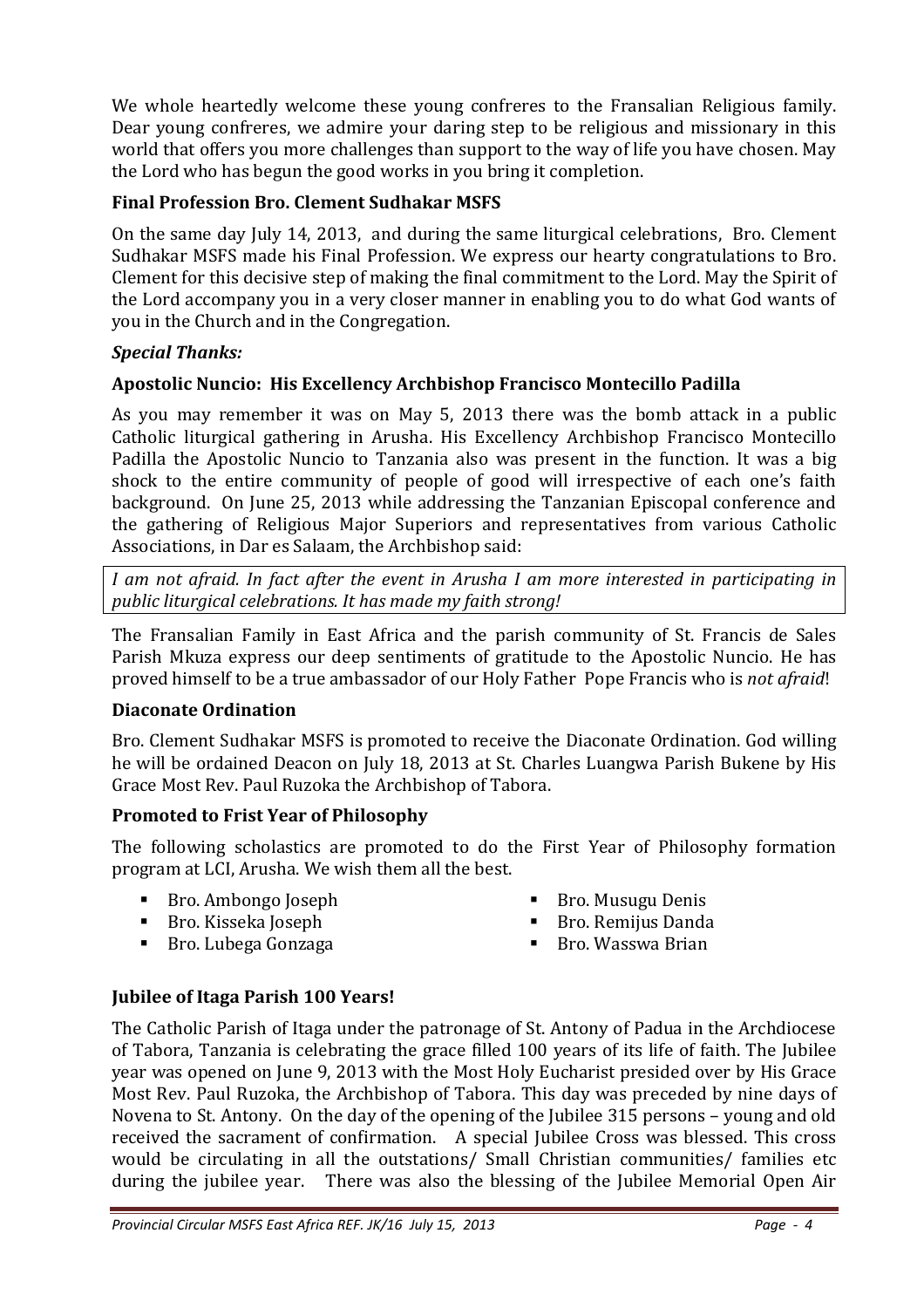We whole heartedly welcome these young confreres to the Fransalian Religious family. Dear young confreres, we admire your daring step to be religious and missionary in this world that offers you more challenges than support to the way of life you have chosen. May the Lord who has begun the good works in you bring it completion.

### Final Profession Bro. Clement Sudhakar MSFS

On the same day July 14, 2013, and during the same liturgical celebrations, Bro. Clement Sudhakar MSFS made his Final Profession. We express our hearty congratulations to Bro. Clement for this decisive step of making the final commitment to the Lord. May the Spirit of the Lord accompany you in a very closer manner in enabling you to do what God wants of you in the Church and in the Congregation.

### *Special Thanks:*

### Apostolic Nuncio: His Excellency Archbishop Francisco Montecillo Padilla

As you may remember it was on May 5, 2013 there was the bomb attack in a public Catholic liturgical gathering in Arusha. His Excellency Archbishop Francisco Montecillo Padilla the Apostolic Nuncio to Tanzania also was present in the function. It was a big shock to the entire community of people of good will irrespective of each one's faith background. On June 25, 2013 while addressing the Tanzanian Episcopal conference and the gathering of Religious Major Superiors and representatives from various Catholic Associations, in Dar es Salaam, the Archbishop said:

*I am not afraid. In fact after the event in Arusha I am more interested in participating in public liturgical celebrations. It has made my faith strong!*

The Fransalian Family in East Africa and the parish community of St. Francis de Sales Parish Mkuza express our deep sentiments of gratitude to the Apostolic Nuncio. He has proved himself to be a true ambassador of our Holy Father Pope Francis who is *not afraid*!

### Diaconate Ordination

Bro. Clement Sudhakar MSFS is promoted to receive the Diaconate Ordination. God willing he will be ordained Deacon on July 18, 2013 at St. Charles Luangwa Parish Bukene by His Grace Most Rev. Paul Ruzoka the Archbishop of Tabora.

### Promoted to Frist Year of Philosophy

The following scholastics are promoted to do the First Year of Philosophy formation program at LCI, Arusha. We wish them all the best.

- Bro. Ambongo Joseph
- Bro. Kisseka Joseph
- Bro. Lubega Gonzaga
- Bro. Musugu Denis
- Bro. Remijus Danda
- Bro. Wasswa Brian

### Jubilee of Itaga Parish 100 Years!

The Catholic Parish of Itaga under the patronage of St. Antony of Padua in the Archdiocese of Tabora, Tanzania is celebrating the grace filled 100 years of its life of faith. The Jubilee year was opened on June 9, 2013 with the Most Holy Eucharist presided over by His Grace Most Rev. Paul Ruzoka, the Archbishop of Tabora. This day was preceded by nine days of Novena to St. Antony. On the day of the opening of the Jubilee 315 persons – young and old received the sacrament of confirmation. A special Jubilee Cross was blessed. This cross would be circulating in all the outstations/ Small Christian communities/ families etc during the jubilee year. There was also the blessing of the Jubilee Memorial Open Air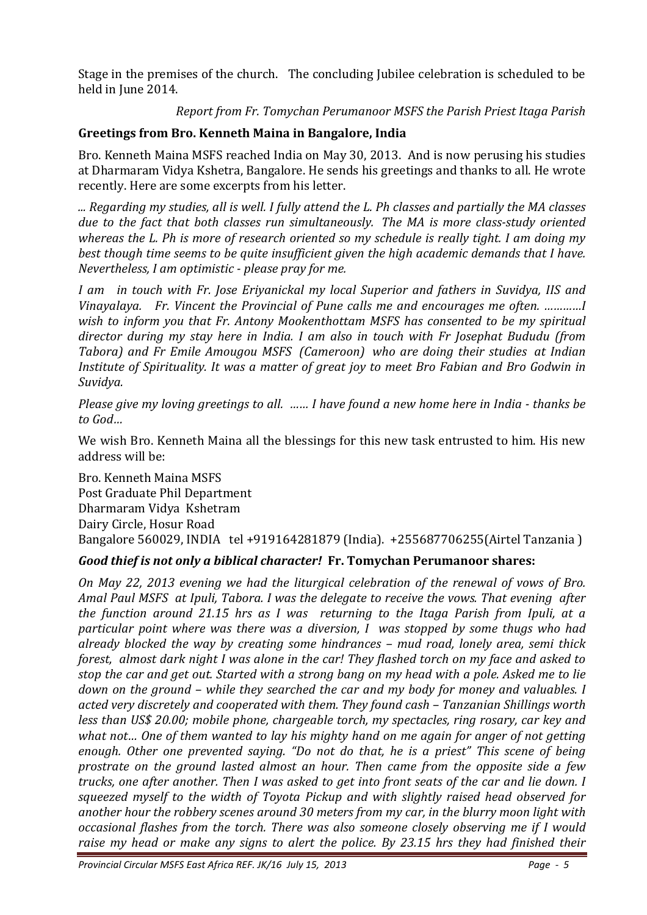Stage in the premises of the church. The concluding Jubilee celebration is scheduled to be held in June 2014.

*Report from Fr. Tomychan Perumanoor MSFS the Parish Priest Itaga Parish*

**Greetings from Bro. Kenneth Maina in Bangalore, India**

Bro. Kenneth Maina MSFS reached India on May 30, 2013. And is now perusing his studies at Dharmaram Vidya Kshetra, Bangalore. He sends his greetings and thanks to all. He wrote recently. Here are some excerpts from his letter.

*... Regarding my studies, all is well. I fully attend the L. Ph classes and partially the MA classes due to the fact that both classes run simultaneously. The MA is more class-study oriented whereas the L. Ph is more of research oriented so my schedule is really tight. I am doing my best though time seems to be quite insufficient given the high academic demands that I have. Nevertheless, I am optimistic - please pray for me.*

*I am in touch with Fr. Jose Eriyanickal my local Superior and fathers in Suvidya, IIS and Vinayalaya. Fr. Vincent the Provincial of Pune calls me and encourages me often. ………..I wish to inform you that Fr. Antony Mookenthottam MSFS has consented to be my spiritual director during my stay here in India. I am also in touch with Fr Josephat Bududu (from Tabora) and Fr Emile Amougou MSFS (Cameroon) who are doing their studies at Indian Institute of Spirituality. It was a matter of great joy to meet Bro Fabian and Bro Godwin in Suvidya.*

*Please give my loving greetings to all. …… I have found a new home here in India - thanks be to God…*

We wish Bro. Kenneth Maina all the blessings for this new task entrusted to him. His new address will be:

Bro. Kenneth Maina MSFS
Post Graduate Phil Department
Dharmaram Vidya Kshetram
Dairy Circle, Hosur Road
Bangalore 560029, INDIA tel +919164281879 (India). +255687706255(Airtel Tanzania )

***Good thief is not only a biblical character!*** **Fr. Tomychan Perumanoor shares:**

*On May 22, 2013 evening we had the liturgical celebration of the renewal of vows of Bro. Amal Paul MSFS at Ipuli, Tabora. I was the delegate to receive the vows. That evening after the function around 21.15 hrs as I was returning to the Itaga Parish from Ipuli, at a particular point where was there was a diversion, I was stopped by some thugs who had already blocked the way by creating some hindrances – mud road, lonely area, semi thick forest, almost dark night I was alone in the car! They flashed torch on my face and asked to stop the car and get out. Started with a strong bang on my head with a pole. Asked me to lie down on the ground – while they searched the car and my body for money and valuables. I acted very discretely and cooperated with them. They found cash – Tanzanian Shillings worth less than US$ 20.00; mobile phone, chargeable torch, my spectacles, ring rosary, car key and what not… One of them wanted to lay his mighty hand on me again for anger of not getting enough. Other one prevented saying. "Do not do that, he is a priest" This scene of being prostrate on the ground lasted almost an hour. Then came from the opposite side a few trucks, one after another. Then I was asked to get into front seats of the car and lie down. I squeezed myself to the width of Toyota Pickup and with slightly raised head observed for another hour the robbery scenes around 30 meters from my car, in the blurry moon light with occasional flashes from the torch. There was also someone closely observing me if I would raise my head or make any signs to alert the police. By 23.15 hrs they had finished their*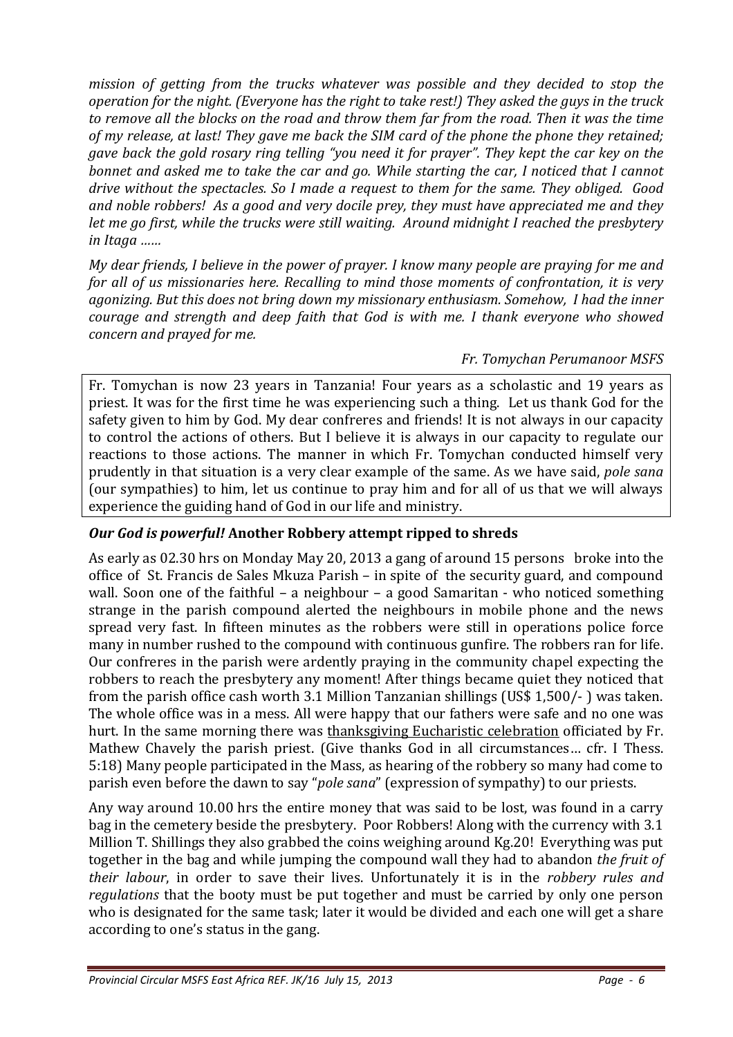*mission of getting from the trucks whatever was possible and they decided to stop the operation for the night. (Everyone has the right to take rest!) They asked the guys in the truck to remove all the blocks on the road and throw them far from the road. Then it was the time of my release, at last! They gave me back the SIM card of the phone the phone they retained; gave back the gold rosary ring telling "you need it for prayer". They kept the car key on the bonnet and asked me to take the car and go. While starting the car, I noticed that I cannot drive without the spectacles. So I made a request to them for the same. They obliged. Good and noble robbers! As a good and very docile prey, they must have appreciated me and they let me go first, while the trucks were still waiting. Around midnight I reached the presbytery in Itaga ……*

*My dear friends, I believe in the power of prayer. I know many people are praying for me and for all of us missionaries here. Recalling to mind those moments of confrontation, it is very agonizing. But this does not bring down my missionary enthusiasm. Somehow, I had the inner courage and strength and deep faith that God is with me. I thank everyone who showed concern and prayed for me.*

*Fr. Tomychan Perumanoor MSFS*

Fr. Tomychan is now 23 years in Tanzania! Four years as a scholastic and 19 years as priest. It was for the first time he was experiencing such a thing. Let us thank God for the safety given to him by God. My dear confreres and friends! It is not always in our capacity to control the actions of others. But I believe it is always in our capacity to regulate our reactions to those actions. The manner in which Fr. Tomychan conducted himself very prudently in that situation is a very clear example of the same. As we have said, *pole sana* (our sympathies) to him, let us continue to pray him and for all of us that we will always experience the guiding hand of God in our life and ministry.

### ***Our God is powerful!*** **Another Robbery attempt ripped to shreds**

As early as 02.30 hrs on Monday May 20, 2013 a gang of around 15 persons broke into the office of St. Francis de Sales Mkuza Parish – in spite of the security guard, and compound wall. Soon one of the faithful – a neighbour – a good Samaritan - who noticed something strange in the parish compound alerted the neighbours in mobile phone and the news spread very fast. In fifteen minutes as the robbers were still in operations police force many in number rushed to the compound with continuous gunfire. The robbers ran for life. Our confreres in the parish were ardently praying in the community chapel expecting the robbers to reach the presbytery any moment! After things became quiet they noticed that from the parish office cash worth 3.1 Million Tanzanian shillings (US$ 1,500/- ) was taken. The whole office was in a mess. All were happy that our fathers were safe and no one was hurt. In the same morning there was <u>thanksgiving Eucharistic celebration</u> officiated by Fr. Mathew Chavely the parish priest. (Give thanks God in all circumstances… cfr. I Thess. 5:18) Many people participated in the Mass, as hearing of the robbery so many had come to parish even before the dawn to say "*pole sana*" (expression of sympathy) to our priests.

Any way around 10.00 hrs the entire money that was said to be lost, was found in a carry bag in the cemetery beside the presbytery. Poor Robbers! Along with the currency with 3.1 Million T. Shillings they also grabbed the coins weighing around Kg.20! Everything was put together in the bag and while jumping the compound wall they had to abandon *the fruit of their labour*, in order to save their lives. Unfortunately it is in the *robbery rules and regulations* that the booty must be put together and must be carried by only one person who is designated for the same task; later it would be divided and each one will get a share according to one's status in the gang.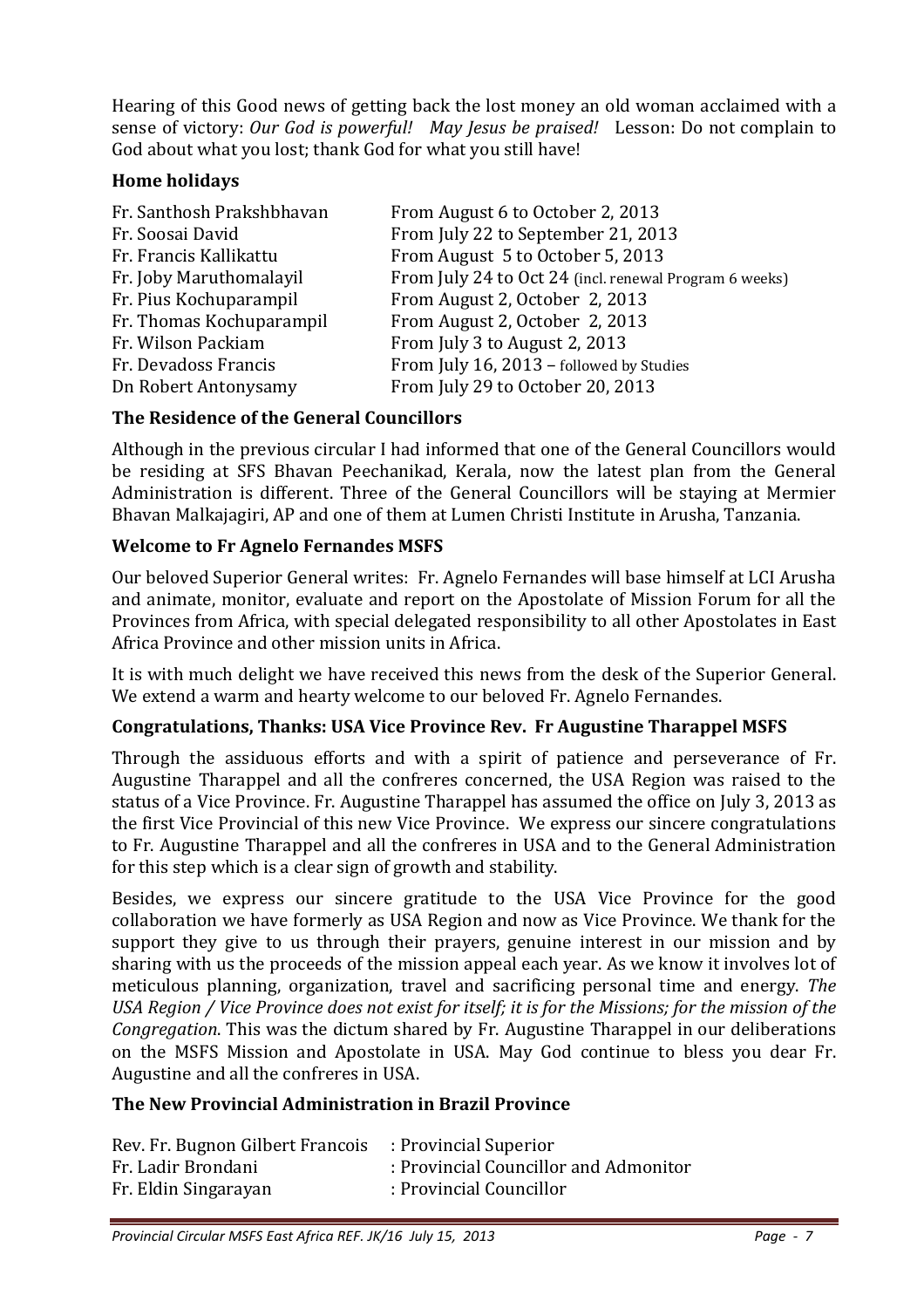Hearing of this Good news of getting back the lost money an old woman acclaimed with a sense of victory: *Our God is powerful! May Jesus be praised!* Lesson: Do not complain to God about what you lost; thank God for what you still have!

## Home holidays

| | |
|---|---|
| Fr. Santhosh Prakshbhavan | From August 6 to October 2, 2013 |
| Fr. Soosai David | From July 22 to September 21, 2013 |
| Fr. Francis Kallikattu | From August 5 to October 5, 2013 |
| Fr. Joby Maruthomalayil | From July 24 to Oct 24 (incl. renewal Program 6 weeks) |
| Fr. Pius Kochuparampil | From August 2, October 2, 2013 |
| Fr. Thomas Kochuparampil | From August 2, October 2, 2013 |
| Fr. Wilson Packiam | From July 3 to August 2, 2013 |
| Fr. Devadoss Francis | From July 16, 2013 – followed by Studies |
| Dn Robert Antonysamy | From July 29 to October 20, 2013 |

## The Residence of the General Councillors

Although in the previous circular I had informed that one of the General Councillors would be residing at SFS Bhavan Peechanikad, Kerala, now the latest plan from the General Administration is different. Three of the General Councillors will be staying at Mermier Bhavan Malkajagiri, AP and one of them at Lumen Christi Institute in Arusha, Tanzania.

## Welcome to Fr Agnelo Fernandes MSFS

Our beloved Superior General writes: Fr. Agnelo Fernandes will base himself at LCI Arusha and animate, monitor, evaluate and report on the Apostolate of Mission Forum for all the Provinces from Africa, with special delegated responsibility to all other Apostolates in East Africa Province and other mission units in Africa.

It is with much delight we have received this news from the desk of the Superior General. We extend a warm and hearty welcome to our beloved Fr. Agnelo Fernandes.

## Congratulations, Thanks: USA Vice Province Rev. Fr Augustine Tharappel MSFS

Through the assiduous efforts and with a spirit of patience and perseverance of Fr. Augustine Tharappel and all the confreres concerned, the USA Region was raised to the status of a Vice Province. Fr. Augustine Tharappel has assumed the office on July 3, 2013 as the first Vice Provincial of this new Vice Province. We express our sincere congratulations to Fr. Augustine Tharappel and all the confreres in USA and to the General Administration for this step which is a clear sign of growth and stability.

Besides, we express our sincere gratitude to the USA Vice Province for the good collaboration we have formerly as USA Region and now as Vice Province. We thank for the support they give to us through their prayers, genuine interest in our mission and by sharing with us the proceeds of the mission appeal each year. As we know it involves lot of meticulous planning, organization, travel and sacrificing personal time and energy. *The USA Region / Vice Province does not exist for itself; it is for the Missions; for the mission of the Congregation*. This was the dictum shared by Fr. Augustine Tharappel in our deliberations on the MSFS Mission and Apostolate in USA. May God continue to bless you dear Fr. Augustine and all the confreres in USA.

## The New Provincial Administration in Brazil Province

| | |
|---|---|
| Rev. Fr. Bugnon Gilbert Francois | : Provincial Superior |
| Fr. Ladir Brondani | : Provincial Councillor and Admonitor |
| Fr. Eldin Singarayan | : Provincial Councillor |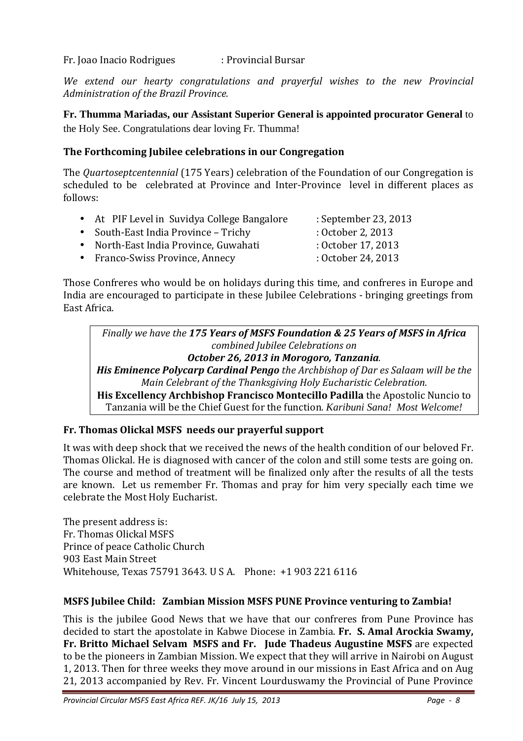Fr. Joao Inacio Rodrigues : Provincial Bursar

*We extend our hearty congratulations and prayerful wishes to the new Provincial Administration of the Brazil Province.*

**Fr. Thumma Mariadas, our Assistant Superior General is appointed procurator General** to the Holy See. Congratulations dear loving Fr. Thumma!

### The Forthcoming Jubilee celebrations in our Congregation

The *Quartoseptcentennial* (175 Years) celebration of the Foundation of our Congregation is scheduled to be celebrated at Province and Inter-Province level in different places as follows:

- At PIF Level in Suvidya College Bangalore : September 23, 2013
- South-East India Province – Trichy : October 2, 2013
- North-East India Province, Guwahati : October 17, 2013
- Franco-Swiss Province, Annecy : October 24, 2013

Those Confreres who would be on holidays during this time, and confreres in Europe and India are encouraged to participate in these Jubilee Celebrations - bringing greetings from East Africa.

*Finally we have the **175 Years of MSFS Foundation & 25 Years of MSFS in Africa** combined Jubilee Celebrations on*
***October 26, 2013 in Morogoro, Tanzania**.*
***His Eminence Polycarp Cardinal Pengo** the Archbishop of Dar es Salaam will be the Main Celebrant of the Thanksgiving Holy Eucharistic Celebration.*
**His Excellency Archbishop Francisco Montecillo Padilla** the Apostolic Nuncio to Tanzania will be the Chief Guest for the function*. Karibuni Sana! Most Welcome!*

### Fr. Thomas Olickal MSFS needs our prayerful support

It was with deep shock that we received the news of the health condition of our beloved Fr. Thomas Olickal. He is diagnosed with cancer of the colon and still some tests are going on. The course and method of treatment will be finalized only after the results of all the tests are known. Let us remember Fr. Thomas and pray for him very specially each time we celebrate the Most Holy Eucharist.

The present address is:
Fr. Thomas Olickal MSFS
Prince of peace Catholic Church
903 East Main Street
Whitehouse, Texas 75791 3643. U S A. Phone: +1 903 221 6116

### MSFS Jubilee Child: Zambian Mission MSFS PUNE Province venturing to Zambia!

This is the jubilee Good News that we have that our confreres from Pune Province has decided to start the apostolate in Kabwe Diocese in Zambia. **Fr. S. Amal Arockia Swamy, Fr. Britto Michael Selvam MSFS and Fr. Jude Thadeus Augustine MSFS** are expected to be the pioneers in Zambian Mission. We expect that they will arrive in Nairobi on August 1, 2013. Then for three weeks they move around in our missions in East Africa and on Aug 21, 2013 accompanied by Rev. Fr. Vincent Lourduswamy the Provincial of Pune Province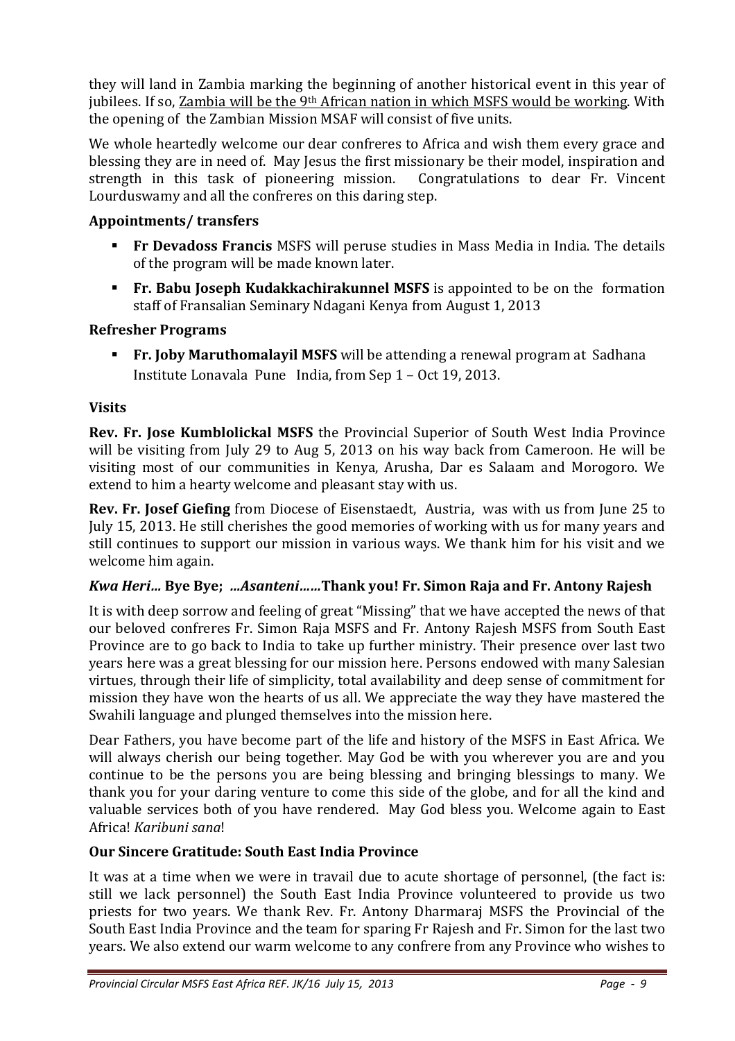they will land in Zambia marking the beginning of another historical event in this year of jubilees. If so, <u>Zambia will be the 9th African nation in which MSFS would be working</u>. With the opening of the Zambian Mission MSAF will consist of five units.

We whole heartedly welcome our dear confreres to Africa and wish them every grace and blessing they are in need of. May Jesus the first missionary be their model, inspiration and strength in this task of pioneering mission. Congratulations to dear Fr. Vincent Lourduswamy and all the confreres on this daring step.

### Appointments/ transfers

- **Fr Devadoss Francis** MSFS will peruse studies in Mass Media in India. The details of the program will be made known later.
- **Fr. Babu Joseph Kudakkachirakunnel MSFS** is appointed to be on the formation staff of Fransalian Seminary Ndagani Kenya from August 1, 2013

### Refresher Programs

- **Fr. Joby Maruthomalayil MSFS** will be attending a renewal program at Sadhana Institute Lonavala Pune India, from Sep 1 – Oct 19, 2013.

### Visits

**Rev. Fr. Jose Kumblolickal MSFS** the Provincial Superior of South West India Province will be visiting from July 29 to Aug 5, 2013 on his way back from Cameroon. He will be visiting most of our communities in Kenya, Arusha, Dar es Salaam and Morogoro. We extend to him a hearty welcome and pleasant stay with us.

**Rev. Fr. Josef Giefing** from Diocese of Eisenstaedt, Austria, was with us from June 25 to July 15, 2013. He still cherishes the good memories of working with us for many years and still continues to support our mission in various ways. We thank him for his visit and we welcome him again.

### *Kwa Heri…* Bye Bye; *…Asanteni……*Thank you! Fr. Simon Raja and Fr. Antony Rajesh

It is with deep sorrow and feeling of great "Missing" that we have accepted the news of that our beloved confreres Fr. Simon Raja MSFS and Fr. Antony Rajesh MSFS from South East Province are to go back to India to take up further ministry. Their presence over last two years here was a great blessing for our mission here. Persons endowed with many Salesian virtues, through their life of simplicity, total availability and deep sense of commitment for mission they have won the hearts of us all. We appreciate the way they have mastered the Swahili language and plunged themselves into the mission here.

Dear Fathers, you have become part of the life and history of the MSFS in East Africa. We will always cherish our being together. May God be with you wherever you are and you continue to be the persons you are being blessing and bringing blessings to many. We thank you for your daring venture to come this side of the globe, and for all the kind and valuable services both of you have rendered. May God bless you. Welcome again to East Africa! *Karibuni sana*!

### Our Sincere Gratitude: South East India Province

It was at a time when we were in travail due to acute shortage of personnel, (the fact is: still we lack personnel) the South East India Province volunteered to provide us two priests for two years. We thank Rev. Fr. Antony Dharmaraj MSFS the Provincial of the South East India Province and the team for sparing Fr Rajesh and Fr. Simon for the last two years. We also extend our warm welcome to any confrere from any Province who wishes to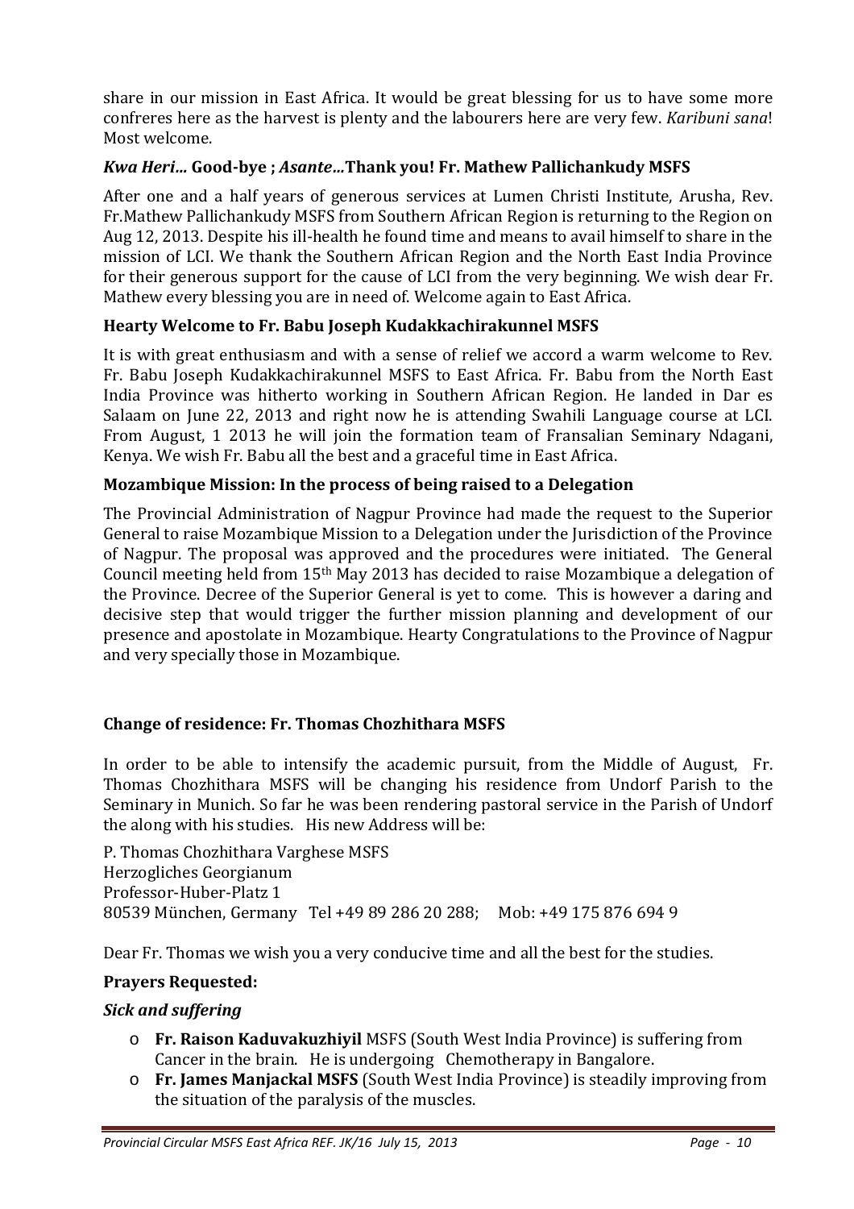share in our mission in East Africa. It would be great blessing for us to have some more confreres here as the harvest is plenty and the labourers here are very few. *Karibuni sana*! Most welcome.

### *Kwa Heri…* Good-bye ; *Asante…*Thank you! Fr. Mathew Pallichankudy MSFS

After one and a half years of generous services at Lumen Christi Institute, Arusha, Rev. Fr.Mathew Pallichankudy MSFS from Southern African Region is returning to the Region on Aug 12, 2013. Despite his ill-health he found time and means to avail himself to share in the mission of LCI. We thank the Southern African Region and the North East India Province for their generous support for the cause of LCI from the very beginning. We wish dear Fr. Mathew every blessing you are in need of. Welcome again to East Africa.

### Hearty Welcome to Fr. Babu Joseph Kudakkachirakunnel MSFS

It is with great enthusiasm and with a sense of relief we accord a warm welcome to Rev. Fr. Babu Joseph Kudakkachirakunnel MSFS to East Africa. Fr. Babu from the North East India Province was hitherto working in Southern African Region. He landed in Dar es Salaam on June 22, 2013 and right now he is attending Swahili Language course at LCI. From August, 1 2013 he will join the formation team of Fransalian Seminary Ndagani, Kenya. We wish Fr. Babu all the best and a graceful time in East Africa.

### Mozambique Mission: In the process of being raised to a Delegation

The Provincial Administration of Nagpur Province had made the request to the Superior General to raise Mozambique Mission to a Delegation under the Jurisdiction of the Province of Nagpur. The proposal was approved and the procedures were initiated. The General Council meeting held from 15th May 2013 has decided to raise Mozambique a delegation of the Province. Decree of the Superior General is yet to come. This is however a daring and decisive step that would trigger the further mission planning and development of our presence and apostolate in Mozambique. Hearty Congratulations to the Province of Nagpur and very specially those in Mozambique.

### Change of residence: Fr. Thomas Chozhithara MSFS

In order to be able to intensify the academic pursuit, from the Middle of August, Fr. Thomas Chozhithara MSFS will be changing his residence from Undorf Parish to the Seminary in Munich. So far he was been rendering pastoral service in the Parish of Undorf the along with his studies. His new Address will be:

P. Thomas Chozhithara Varghese MSFS
Herzogliches Georgianum
Professor-Huber-Platz 1
80539 München, Germany Tel +49 89 286 20 288; Mob: +49 175 876 694 9

Dear Fr. Thomas we wish you a very conducive time and all the best for the studies.

### Prayers Requested:

#### *Sick and suffering*

- **Fr. Raison Kaduvakuzhiyil** MSFS (South West India Province) is suffering from Cancer in the brain. He is undergoing Chemotherapy in Bangalore.
- **Fr. James Manjackal MSFS** (South West India Province) is steadily improving from the situation of the paralysis of the muscles.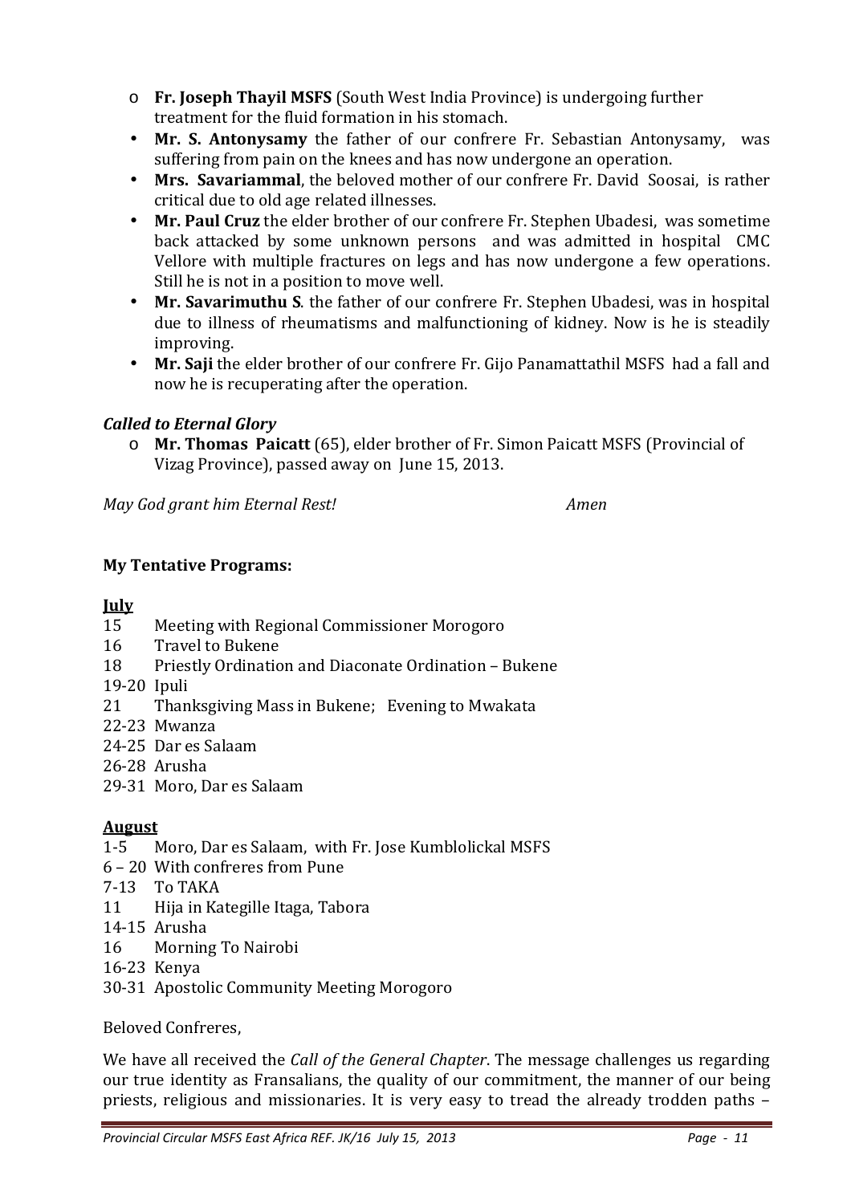- **Fr. Joseph Thayil MSFS** (South West India Province) is undergoing further treatment for the fluid formation in his stomach.
- **Mr. S. Antonysamy** the father of our confrere Fr. Sebastian Antonysamy, was suffering from pain on the knees and has now undergone an operation.
- **Mrs. Savariammal**, the beloved mother of our confrere Fr. David Soosai, is rather critical due to old age related illnesses.
- **Mr. Paul Cruz** the elder brother of our confrere Fr. Stephen Ubadesi, was sometime back attacked by some unknown persons and was admitted in hospital CMC Vellore with multiple fractures on legs and has now undergone a few operations. Still he is not in a position to move well.
- **Mr. Savarimuthu S**. the father of our confrere Fr. Stephen Ubadesi, was in hospital due to illness of rheumatisms and malfunctioning of kidney. Now is he is steadily improving.
- **Mr. Saji** the elder brother of our confrere Fr. Gijo Panamattathil MSFS had a fall and now he is recuperating after the operation.

***Called to Eternal Glory***

- **Mr. Thomas Paicatt** (65), elder brother of Fr. Simon Paicatt MSFS (Provincial of Vizag Province), passed away on June 15, 2013.

*May God grant him Eternal Rest!* *Amen*

**My Tentative Programs:**

**July**

15 Meeting with Regional Commissioner Morogoro
16 Travel to Bukene
18 Priestly Ordination and Diaconate Ordination – Bukene
19-20 Ipuli
21 Thanksgiving Mass in Bukene; Evening to Mwakata
22-23 Mwanza
24-25 Dar es Salaam
26-28 Arusha
29-31 Moro, Dar es Salaam

**August**

1-5 Moro, Dar es Salaam, with Fr. Jose Kumblolickal MSFS
6 – 20 With confreres from Pune
7-13 To TAKA
11 Hija in Kategille Itaga, Tabora
14-15 Arusha
16 Morning To Nairobi
16-23 Kenya
30-31 Apostolic Community Meeting Morogoro

Beloved Confreres,

We have all received the *Call of the General Chapter*. The message challenges us regarding our true identity as Fransalians, the quality of our commitment, the manner of our being priests, religious and missionaries. It is very easy to tread the already trodden paths –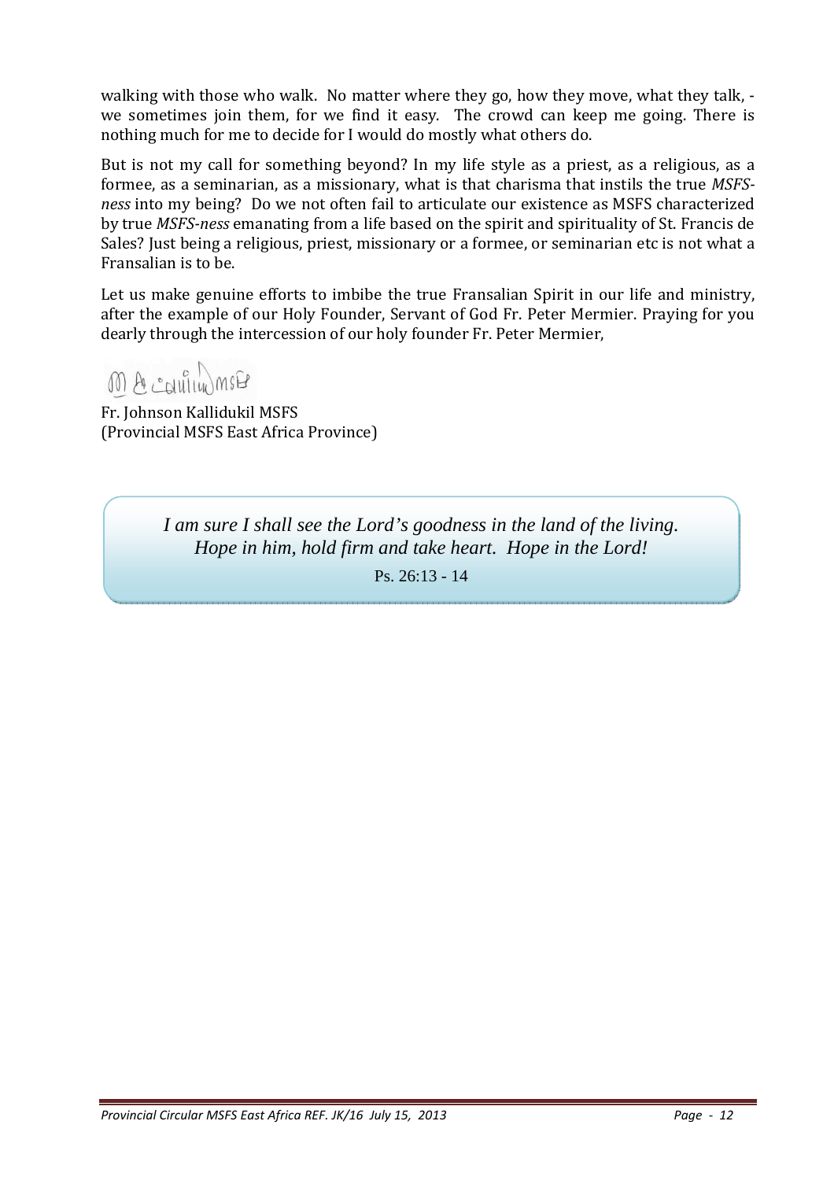walking with those who walk. No matter where they go, how they move, what they talk, - we sometimes join them, for we find it easy. The crowd can keep me going. There is nothing much for me to decide for I would do mostly what others do.

But is not my call for something beyond? In my life style as a priest, as a religious, as a formee, as a seminarian, as a missionary, what is that charisma that instils the true *MSFS-ness* into my being? Do we not often fail to articulate our existence as MSFS characterized by true *MSFS-ness* emanating from a life based on the spirit and spirituality of St. Francis de Sales? Just being a religious, priest, missionary or a formee, or seminarian etc is not what a Fransalian is to be.

Let us make genuine efforts to imbibe the true Fransalian Spirit in our life and ministry, after the example of our Holy Founder, Servant of God Fr. Peter Mermier. Praying for you dearly through the intercession of our holy founder Fr. Peter Mermier,

Fr. Johnson Kallidukil MSFS
(Provincial MSFS East Africa Province)

*I am sure I shall see the Lord's goodness in the land of the living.*
*Hope in him, hold firm and take heart. Hope in the Lord!*

Ps. 26:13 - 14